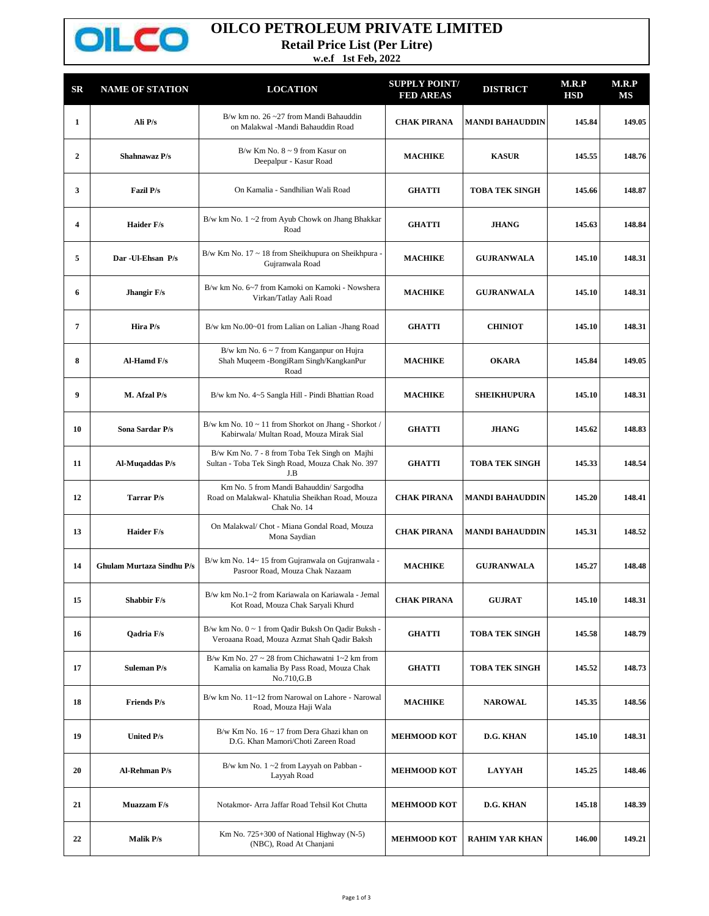# OILCO PETROLEUM PRIVATE LIMITED

## Retail Price List (Per Litre)

**w.e.f 1st Feb, 2022**

| SR | NAME OF STATION | LOCATION | SUPPLY POINT/ FED AREAS | DISTRICT | M.R.P HSD | M.R.P MS |
|---|---|---|---|---|---|---|
| 1 | Ali P/s | B/w km no. 26 ~27 from Mandi Bahauddin on Malakwal -Mandi Bahauddin Road | CHAK PIRANA | MANDI BAHAUDDIN | 145.84 | 149.05 |
| 2 | Shahnawaz P/s | B/w Km No. 8 ~ 9 from Kasur on Deepalpur - Kasur Road | MACHIKE | KASUR | 145.55 | 148.76 |
| 3 | Fazil P/s | On Kamalia - Sandhilian Wali Road | GHATTI | TOBA TEK SINGH | 145.66 | 148.87 |
| 4 | Haider F/s | B/w km No. 1 ~2 from Ayub Chowk on Jhang Bhakkar Road | GHATTI | JHANG | 145.63 | 148.84 |
| 5 | Dar -Ul-Ehsan P/s | B/w Km No. 17 ~ 18 from Sheikhupura on Sheikhpura - Gujranwala Road | MACHIKE | GUJRANWALA | 145.10 | 148.31 |
| 6 | Jhangir F/s | B/w km No. 6~7 from Kamoki on Kamoki - Nowshera Virkan/Tatlay Aali Road | MACHIKE | GUJRANWALA | 145.10 | 148.31 |
| 7 | Hira P/s | B/w km No.00~01 from Lalian on Lalian -Jhang Road | GHATTI | CHINIOT | 145.10 | 148.31 |
| 8 | Al-Hamd F/s | B/w km No. 6 ~ 7 from Kanganpur on Hujra Shah Muqeem -BongiRam Singh/KangkanPur Road | MACHIKE | OKARA | 145.84 | 149.05 |
| 9 | M. Afzal P/s | B/w km No. 4~5 Sangla Hill - Pindi Bhattian Road | MACHIKE | SHEIKHUPURA | 145.10 | 148.31 |
| 10 | Sona Sardar P/s | B/w km No. 10 ~ 11 from Shorkot on Jhang - Shorkot / Kabirwala/ Multan Road, Mouza Mirak Sial | GHATTI | JHANG | 145.62 | 148.83 |
| 11 | Al-Muqaddas P/s | B/w Km No. 7 - 8 from Toba Tek Singh on Majhi Sultan - Toba Tek Singh Road, Mouza Chak No. 397 J.B | GHATTI | TOBA TEK SINGH | 145.33 | 148.54 |
| 12 | Tarrar P/s | Km No. 5 from Mandi Bahauddin/ Sargodha Road on Malakwal- Khatulia Sheikhan Road, Mouza Chak No. 14 | CHAK PIRANA | MANDI BAHAUDDIN | 145.20 | 148.41 |
| 13 | Haider F/s | On Malakwal/ Chot - Miana Gondal Road, Mouza Mona Saydian | CHAK PIRANA | MANDI BAHAUDDIN | 145.31 | 148.52 |
| 14 | Ghulam Murtaza Sindhu P/s | B/w km No. 14~ 15 from Gujranwala on Gujranwala - Pasroor Road, Mouza Chak Nazaam | MACHIKE | GUJRANWALA | 145.27 | 148.48 |
| 15 | Shabbir F/s | B/w km No.1~2 from Kariawala on Kariawala - Jemal Kot Road, Mouza Chak Saryali Khurd | CHAK PIRANA | GUJRAT | 145.10 | 148.31 |
| 16 | Qadria F/s | B/w km No. 0 ~ 1 from Qadir Buksh On Qadir Buksh - Veroaana Road, Mouza Azmat Shah Qadir Baksh | GHATTI | TOBA TEK SINGH | 145.58 | 148.79 |
| 17 | Suleman P/s | B/w Km No. 27 ~ 28 from Chichawatni 1~2 km from Kamalia on kamalia By Pass Road, Mouza Chak No.710,G.B | GHATTI | TOBA TEK SINGH | 145.52 | 148.73 |
| 18 | Friends P/s | B/w km No. 11~12 from Narowal on Lahore - Narowal Road, Mouza Haji Wala | MACHIKE | NAROWAL | 145.35 | 148.56 |
| 19 | United P/s | B/w Km No. 16 ~ 17 from Dera Ghazi khan on D.G. Khan Mamori/Choti Zareen Road | MEHMOOD KOT | D.G. KHAN | 145.10 | 148.31 |
| 20 | Al-Rehman P/s | B/w km No. 1 ~2 from Layyah on Pabban - Layyah Road | MEHMOOD KOT | LAYYAH | 145.25 | 148.46 |
| 21 | Muazzam F/s | Notakmor- Arra Jaffar Road Tehsil Kot Chutta | MEHMOOD KOT | D.G. KHAN | 145.18 | 148.39 |
| 22 | Malik P/s | Km No. 725+300 of National Highway (N-5) (NBC), Road At Chanjani | MEHMOOD KOT | RAHIM YAR KHAN | 146.00 | 149.21 |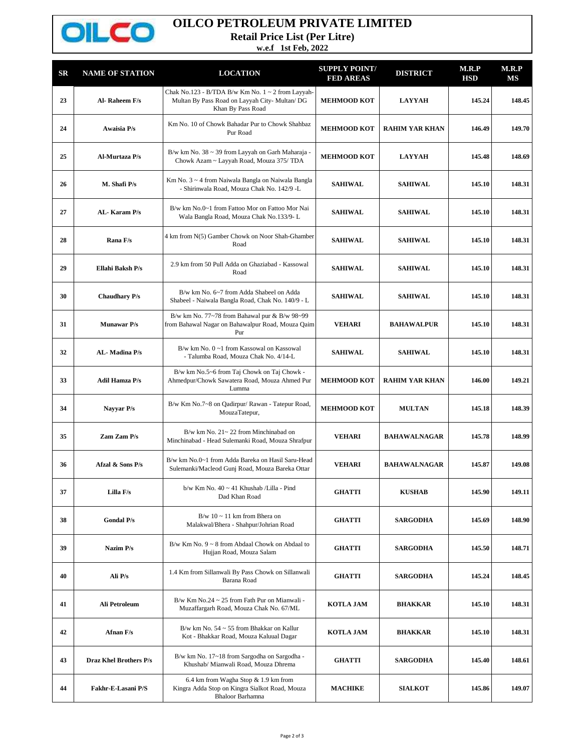# OILCO PETROLEUM PRIVATE LIMITED

**Retail Price List (Per Litre)**

**w.e.f 1st Feb, 2022**

| SR | NAME OF STATION | LOCATION | SUPPLY POINT/ FED AREAS | DISTRICT | M.R.P HSD | M.R.P MS |
|---|---|---|---|---|---|---|
| 23 | Al- Raheem F/s | Chak No.123 - B/TDA B/w Km No. 1 ~ 2 from Layyah-Multan By Pass Road on Layyah City- Multan/ DG Khan By Pass Road | MEHMOOD KOT | LAYYAH | 145.24 | 148.45 |
| 24 | Awaisia P/s | Km No. 10 of Chowk Bahadar Pur to Chowk Shahbaz Pur Road | MEHMOOD KOT | RAHIM YAR KHAN | 146.49 | 149.70 |
| 25 | Al-Murtaza P/s | B/w km No. 38 ~ 39 from Layyah on Garh Maharaja - Chowk Azam ~ Layyah Road, Mouza 375/ TDA | MEHMOOD KOT | LAYYAH | 145.48 | 148.69 |
| 26 | M. Shafi P/s | Km No. 3 ~ 4 from Naiwala Bangla on Naiwala Bangla - Shirinwala Road, Mouza Chak No. 142/9 -L | SAHIWAL | SAHIWAL | 145.10 | 148.31 |
| 27 | AL- Karam P/s | B/w km No.0~1 from Fattoo Mor on Fattoo Mor Nai Wala Bangla Road, Mouza Chak No.133/9- L | SAHIWAL | SAHIWAL | 145.10 | 148.31 |
| 28 | Rana F/s | 4 km from N(5) Gamber Chowk on Noor Shah-Ghamber Road | SAHIWAL | SAHIWAL | 145.10 | 148.31 |
| 29 | Ellahi Baksh P/s | 2.9 km from 50 Pull Adda on Ghaziabad - Kassowal Road | SAHIWAL | SAHIWAL | 145.10 | 148.31 |
| 30 | Chaudhary P/s | B/w km No. 6~7 from Adda Shabeel on Adda Shabeel - Naiwala Bangla Road, Chak No. 140/9 - L | SAHIWAL | SAHIWAL | 145.10 | 148.31 |
| 31 | Munawar P/s | B/w km No. 77~78 from Bahawal pur & B/w 98~99 from Bahawal Nagar on Bahawalpur Road, Mouza Qaim Pur | VEHARI | BAHAWALPUR | 145.10 | 148.31 |
| 32 | AL- Madina P/s | B/w km No. 0 ~1 from Kassowal on Kassowal - Talumba Road, Mouza Chak No. 4/14-L | SAHIWAL | SAHIWAL | 145.10 | 148.31 |
| 33 | Adil Hamza P/s | B/w km No.5~6 from Taj Chowk on Taj Chowk - Ahmedpur/Chowk Sawatera Road, Mouza Ahmed Pur Lumma | MEHMOOD KOT | RAHIM YAR KHAN | 146.00 | 149.21 |
| 34 | Nayyar P/s | B/w Km No.7~8 on Qadirpur/ Rawan - Tatepur Road, MouzaTatepur, | MEHMOOD KOT | MULTAN | 145.18 | 148.39 |
| 35 | Zam Zam P/s | B/w km No. 21~ 22 from Minchinabad on Minchinabad - Head Sulemanki Road, Mouza Shrafpur | VEHARI | BAHAWALNAGAR | 145.78 | 148.99 |
| 36 | Afzal & Sons P/s | B/w km No.0~1 from Adda Bareka on Hasil Saru-Head Sulemanki/Macleod Gunj Road, Mouza Bareka Ottar | VEHARI | BAHAWALNAGAR | 145.87 | 149.08 |
| 37 | Lilla F/s | b/w Km No. 40 ~ 41 Khushab /Lilla - Pind Dad Khan Road | GHATTI | KUSHAB | 145.90 | 149.11 |
| 38 | Gondal P/s | B/w 10 ~ 11 km from Bhera on Malakwal/Bhera - Shahpur/Johrian Road | GHATTI | SARGODHA | 145.69 | 148.90 |
| 39 | Nazim P/s | B/w Km No. 9 ~ 8 from Abdaal Chowk on Abdaal to Hujjan Road, Mouza Salam | GHATTI | SARGODHA | 145.50 | 148.71 |
| 40 | Ali P/s | 1.4 Km from Sillanwali By Pass Chowk on Sillanwali Barana Road | GHATTI | SARGODHA | 145.24 | 148.45 |
| 41 | Ali Petroleum | B/w Km No.24 ~ 25 from Fath Pur on Mianwali - Muzaffargarh Road, Mouza Chak No. 67/ML | KOTLA JAM | BHAKKAR | 145.10 | 148.31 |
| 42 | Afnan F/s | B/w km No. 54 ~ 55 from Bhakkar on Kallur Kot - Bhakkar Road, Mouza Kaluual Dagar | KOTLA JAM | BHAKKAR | 145.10 | 148.31 |
| 43 | Draz Khel Brothers P/s | B/w km No. 17~18 from Sargodha on Sargodha - Khushab/ Mianwali Road, Mouza Dhrema | GHATTI | SARGODHA | 145.40 | 148.61 |
| 44 | Fakhr-E-Lasani P/S | 6.4 km from Wagha Stop & 1.9 km from Kingra Adda Stop on Kingra Sialkot Road, Mouza Bhaloor Barhamna | MACHIKE | SIALKOT | 145.86 | 149.07 |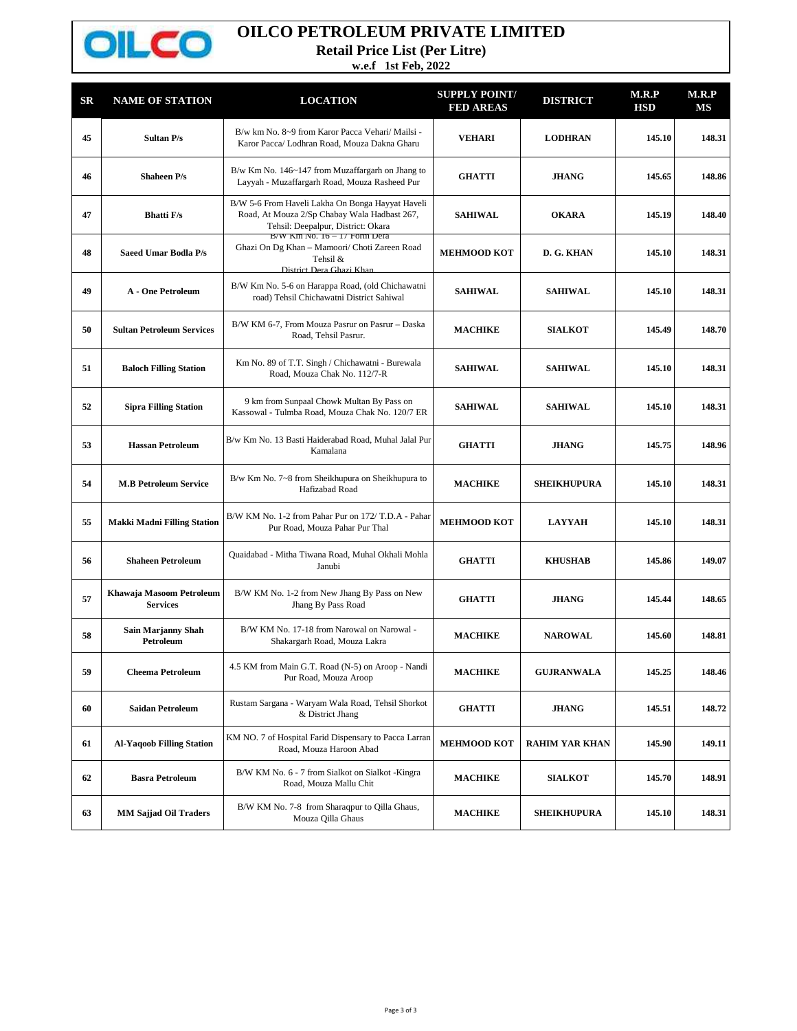# OILCO PETROLEUM PRIVATE LIMITED

**Retail Price List (Per Litre)**

**w.e.f 1st Feb, 2022**

| SR | NAME OF STATION | LOCATION | SUPPLY POINT/ FED AREAS | DISTRICT | M.R.P HSD | M.R.P MS |
|---|---|---|---|---|---|---|
| 45 | Sultan P/s | B/w km No. 8~9 from Karor Pacca Vehari/ Mailsi - Karor Pacca/ Lodhran Road, Mouza Dakna Gharu | VEHARI | LODHRAN | 145.10 | 148.31 |
| 46 | Shaheen P/s | B/w Km No. 146~147 from Muzaffargarh on Jhang to Layyah - Muzaffargarh Road, Mouza Rasheed Pur | GHATTI | JHANG | 145.65 | 148.86 |
| 47 | Bhatti F/s | B/W 5-6 From Haveli Lakha On Bonga Hayyat Haveli Road, At Mouza 2/Sp Chabay Wala Hadbast 267, Tehsil: Deepalpur, District: Okara | SAHIWAL | OKARA | 145.19 | 148.40 |
| 48 | Saeed Umar Bodla P/s | B/W Km No. 16 – 17 Form Dera Ghazi On Dg Khan – Mamoori/ Choti Zareen Road Tehsil & District Dera Ghazi Khan | MEHMOOD KOT | D. G. KHAN | 145.10 | 148.31 |
| 49 | A - One Petroleum | B/W Km No. 5-6 on Harappa Road, (old Chichawatni road) Tehsil Chichawatni District Sahiwal | SAHIWAL | SAHIWAL | 145.10 | 148.31 |
| 50 | Sultan Petroleum Services | B/W KM 6-7, From Mouza Pasrur on Pasrur – Daska Road, Tehsil Pasrur. | MACHIKE | SIALKOT | 145.49 | 148.70 |
| 51 | Baloch Filling Station | Km No. 89 of T.T. Singh / Chichawatni - Burewala Road, Mouza Chak No. 112/7-R | SAHIWAL | SAHIWAL | 145.10 | 148.31 |
| 52 | Sipra Filling Station | 9 km from Sunpaal Chowk Multan By Pass on Kassowal - Tulmba Road, Mouza Chak No. 120/7 ER | SAHIWAL | SAHIWAL | 145.10 | 148.31 |
| 53 | Hassan Petroleum | B/w Km No. 13 Basti Haiderabad Road, Muhal Jalal Pur Kamalana | GHATTI | JHANG | 145.75 | 148.96 |
| 54 | M.B Petroleum Service | B/w Km No. 7~8 from Sheikhupura on Sheikhupura to Hafizabad Road | MACHIKE | SHEIKHUPURA | 145.10 | 148.31 |
| 55 | Makki Madni Filling Station | B/W KM No. 1-2 from Pahar Pur on 172/ T.D.A - Pahar Pur Road, Mouza Pahar Pur Thal | MEHMOOD KOT | LAYYAH | 145.10 | 148.31 |
| 56 | Shaheen Petroleum | Quaidabad - Mitha Tiwana Road, Muhal Okhali Mohla Janubi | GHATTI | KHUSHAB | 145.86 | 149.07 |
| 57 | Khawaja Masoom Petroleum Services | B/W KM No. 1-2 from New Jhang By Pass on New Jhang By Pass Road | GHATTI | JHANG | 145.44 | 148.65 |
| 58 | Sain Marjanny Shah Petroleum | B/W KM No. 17-18 from Narowal on Narowal - Shakargarh Road, Mouza Lakra | MACHIKE | NAROWAL | 145.60 | 148.81 |
| 59 | Cheema Petroleum | 4.5 KM from Main G.T. Road (N-5) on Aroop - Nandi Pur Road, Mouza Aroop | MACHIKE | GUJRANWALA | 145.25 | 148.46 |
| 60 | Saidan Petroleum | Rustam Sargana - Waryam Wala Road, Tehsil Shorkot & District Jhang | GHATTI | JHANG | 145.51 | 148.72 |
| 61 | Al-Yaqoob Filling Station | KM NO. 7 of Hospital Farid Dispensary to Pacca Larran Road, Mouza Haroon Abad | MEHMOOD KOT | RAHIM YAR KHAN | 145.90 | 149.11 |
| 62 | Basra Petroleum | B/W KM No. 6 - 7 from Sialkot on Sialkot -Kingra Road, Mouza Mallu Chit | MACHIKE | SIALKOT | 145.70 | 148.91 |
| 63 | MM Sajjad Oil Traders | B/W KM No. 7-8 from Sharaqpur to Qilla Ghaus, Mouza Qilla Ghaus | MACHIKE | SHEIKHUPURA | 145.10 | 148.31 |